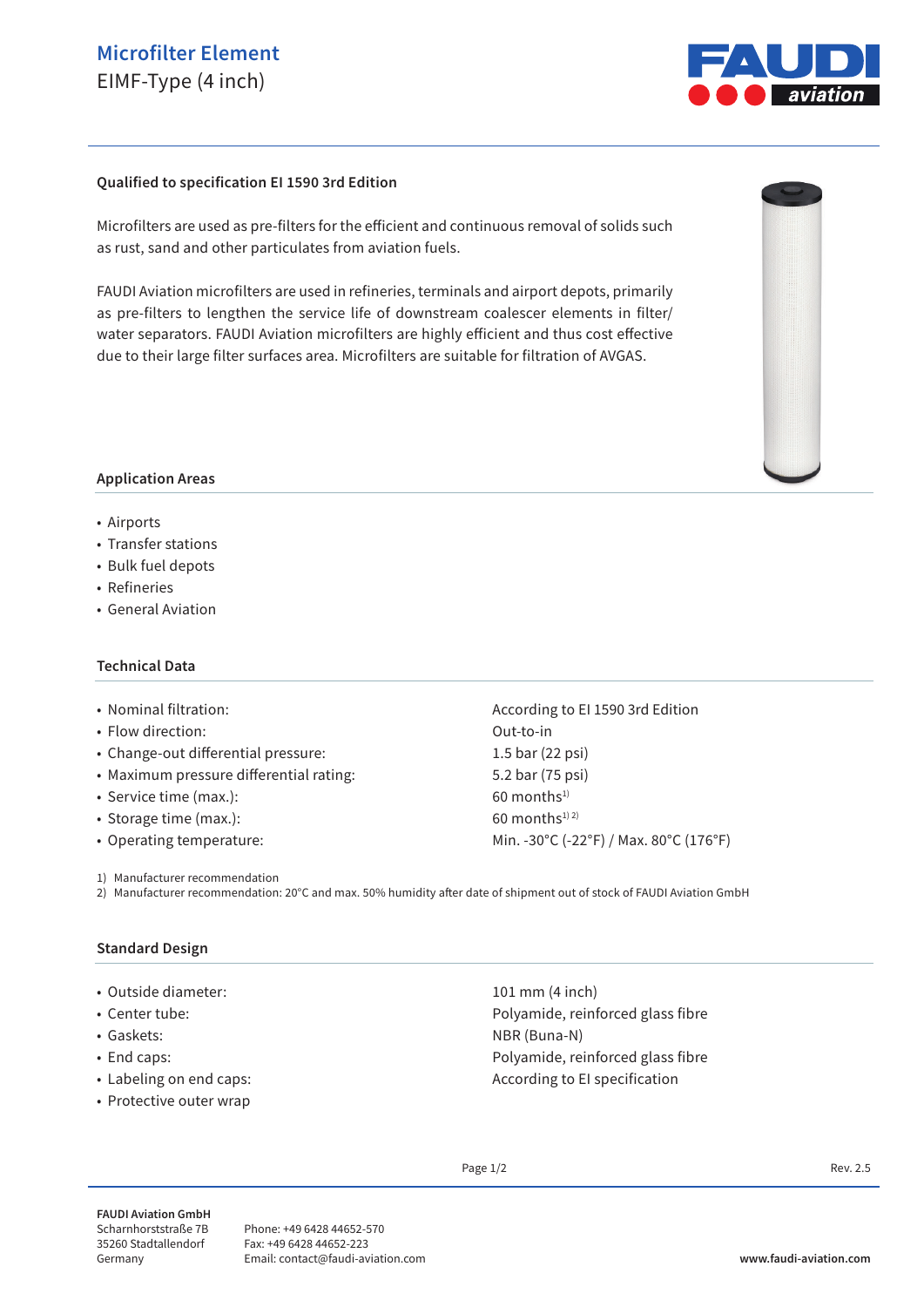# Microfilter Element

EIMF-Type (4 inch)

**Qualified to specification EI 1590 3rd Edition**

Microfilters are used as pre-filters for the efficient and continuous removal of solids such as rust, sand and other particulates from aviation fuels.

FAUDI Aviation microfilters are used in refineries, terminals and airport depots, primarily as pre-filters to lengthen the service life of downstream coalescer elements in filter/ water separators. FAUDI Aviation microfilters are highly efficient and thus cost effective due to their large filter surfaces area. Microfilters are suitable for filtration of AVGAS.

## Application Areas

- Airports
- Transfer stations
- Bulk fuel depots
- Refineries
- General Aviation

## Technical Data

| | |
|---|---|
| • Nominal filtration: | According to EI 1590 3rd Edition |
| • Flow direction: | Out-to-in |
| • Change-out differential pressure: | 1.5 bar (22 psi) |
| • Maximum pressure differential rating: | 5.2 bar (75 psi) |
| • Service time (max.): | 60 months[1] |
| • Storage time (max.): | 60 months[1) 2)] |
| • Operating temperature: | Min. -30°C (-22°F) / Max. 80°C (176°F) |

1) Manufacturer recommendation
2) Manufacturer recommendation: 20°C and max. 50% humidity after date of shipment out of stock of FAUDI Aviation GmbH

## Standard Design

| | |
|---|---|
| • Outside diameter: | 101 mm (4 inch) |
| • Center tube: | Polyamide, reinforced glass fibre |
| • Gaskets: | NBR (Buna-N) |
| • End caps: | Polyamide, reinforced glass fibre |
| • Labeling on end caps: | According to EI specification |
| • Protective outer wrap | |

Rev. 2.5

**FAUDI Aviation GmbH**
Scharnhorststraße 7B
35260 Stadtallendorf
Germany

Phone: +49 6428 44652-570
Fax: +49 6428 44652-223
Email: contact@faudi-aviation.com

**www.faudi-aviation.com**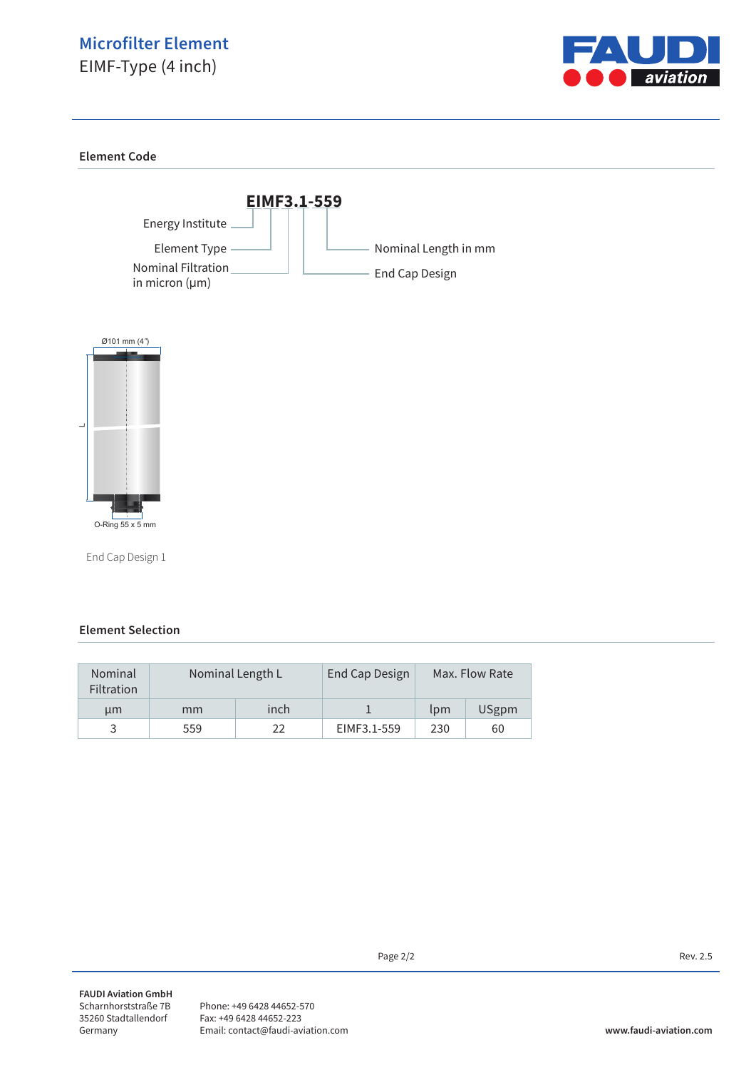# Microfilter Element

EIMF-Type (4 inch)

## Element Code

**EIMF3.1-559**

Energy Institute

Element Type

Nominal Filtration in micron (µm)

Nominal Length in mm

End Cap Design

Ø101 mm (4")

L

O-Ring 55 x 5 mm

End Cap Design 1

## Element Selection

| Nominal Filtration | Nominal Length L | | End Cap Design | Max. Flow Rate | |
|---|---|---|---|---|---|
| µm | mm | inch | 1 | lpm | USgpm |
| 3 | 559 | 22 | EIMF3.1-559 | 230 | 60 |

Rev. 2.5

**FAUDI Aviation GmbH**
Scharnhorststraße 7B
35260 Stadtallendorf
Germany

Phone: +49 6428 44652-570
Fax: +49 6428 44652-223
Email: contact@faudi-aviation.com

**www.faudi-aviation.com**